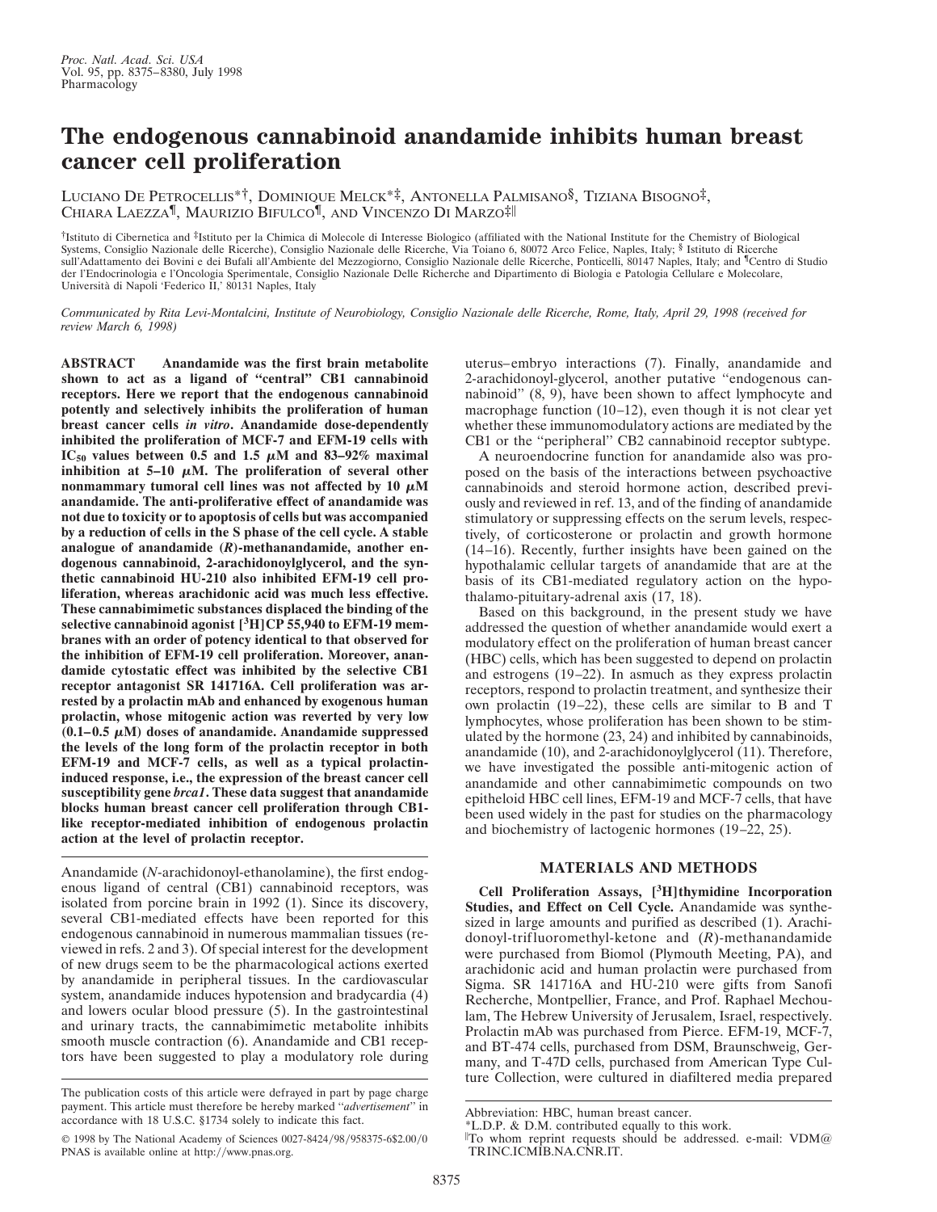# The endogenous cannabinoid anandamide inhibits human breast cancer cell proliferation

Luciano De Petrocellis*†, Dominique Melck*‡, Antonella Palmisano§, Tiziana Bisogno‡, Chiara Laezza¶, Maurizio Bifulco¶, and Vincenzo Di Marzo‡‖

†Istituto di Cibernetica and ‡Istituto per la Chimica di Molecole di Interesse Biologico (affiliated with the National Institute for the Chemistry of Biological Systems, Consiglio Nazionale delle Ricerche), Consiglio Nazionale delle Ricerche, Via Toiano 6, 80072 Arco Felice, Naples, Italy; § Istituto di Ricerche sull'Adattamento dei Bovini e dei Bufali all'Ambiente del Mezzogiorno, Consiglio Nazionale delle Ricerche, Ponticelli, 80147 Naples, Italy; and ¶Centro di Studio der l'Endocrinologia e l'Oncologia Sperimentale, Consiglio Nazionale Delle Richerche and Dipartimento di Biologia e Patologia Cellulare e Molecolare, Università di Napoli 'Federico II,' 80131 Naples, Italy

*Communicated by Rita Levi-Montalcini, Institute of Neurobiology, Consiglio Nazionale delle Ricerche, Rome, Italy, April 29, 1998 (received for review March 6, 1998)*

**ABSTRACT** **Anandamide was the first brain metabolite shown to act as a ligand of "central" CB1 cannabinoid receptors. Here we report that the endogenous cannabinoid potently and selectively inhibits the proliferation of human breast cancer cells *in vitro*. Anandamide dose-dependently inhibited the proliferation of MCF-7 and EFM-19 cells with $IC_{50}$ values between 0.5 and 1.5 μM and 83–92% maximal inhibition at 5–10 μM. The proliferation of several other nonmammary tumoral cell lines was not affected by 10 μM anandamide. The anti-proliferative effect of anandamide was not due to toxicity or to apoptosis of cells but was accompanied by a reduction of cells in the S phase of the cell cycle. A stable analogue of anandamide (*R*)-methanandamide, another endogenous cannabinoid, 2-arachidonoylglycerol, and the synthetic cannabinoid HU-210 also inhibited EFM-19 cell proliferation, whereas arachidonic acid was much less effective. These cannabimimetic substances displaced the binding of the selective cannabinoid agonist [$^3$H]CP 55,940 to EFM-19 membranes with an order of potency identical to that observed for the inhibition of EFM-19 cell proliferation. Moreover, anandamide cytostatic effect was inhibited by the selective CB1 receptor antagonist SR 141716A. Cell proliferation was arrested by a prolactin mAb and enhanced by exogenous human prolactin, whose mitogenic action was reverted by very low (0.1–0.5 μM) doses of anandamide. Anandamide suppressed the levels of the long form of the prolactin receptor in both EFM-19 and MCF-7 cells, as well as a typical prolactin-induced response, i.e., the expression of the breast cancer cell susceptibility gene *brca1*. These data suggest that anandamide blocks human breast cancer cell proliferation through CB1-like receptor-mediated inhibition of endogenous prolactin action at the level of prolactin receptor.**

Anandamide (*N*-arachidonoyl-ethanolamine), the first endogenous ligand of central (CB1) cannabinoid receptors, was isolated from porcine brain in 1992 (1). Since its discovery, several CB1-mediated effects have been reported for this endogenous cannabinoid in numerous mammalian tissues (reviewed in refs. 2 and 3). Of special interest for the development of new drugs seem to be the pharmacological actions exerted by anandamide in peripheral tissues. In the cardiovascular system, anandamide induces hypotension and bradycardia (4) and lowers ocular blood pressure (5). In the gastrointestinal and urinary tracts, the cannabimimetic metabolite inhibits smooth muscle contraction (6). Anandamide and CB1 receptors have been suggested to play a modulatory role during uterus–embryo interactions (7). Finally, anandamide and 2-arachidonoyl-glycerol, another putative "endogenous cannabinoid" (8, 9), have been shown to affect lymphocyte and macrophage function (10–12), even though it is not clear yet whether these immunomodulatory actions are mediated by the CB1 or the "peripheral" CB2 cannabinoid receptor subtype.

A neuroendocrine function for anandamide also was proposed on the basis of the interactions between psychoactive cannabinoids and steroid hormone action, described previously and reviewed in ref. 13, and of the finding of anandamide stimulatory or suppressing effects on the serum levels, respectively, of corticosterone or prolactin and growth hormone (14–16). Recently, further insights have been gained on the hypothalamic cellular targets of anandamide that are at the basis of its CB1-mediated regulatory action on the hypothalamo-pituitary-adrenal axis (17, 18).

Based on this background, in the present study we have addressed the question of whether anandamide would exert a modulatory effect on the proliferation of human breast cancer (HBC) cells, which has been suggested to depend on prolactin and estrogens (19–22). In asmuch as they express prolactin receptors, respond to prolactin treatment, and synthesize their own prolactin (19–22), these cells are similar to B and T lymphocytes, whose proliferation has been shown to be stimulated by the hormone (23, 24) and inhibited by cannabinoids, anandamide (10), and 2-arachidonoylglycerol (11). Therefore, we have investigated the possible anti-mitogenic action of anandamide and other cannabimimetic compounds on two epitheloid HBC cell lines, EFM-19 and MCF-7 cells, that have been used widely in the past for studies on the pharmacology and biochemistry of lactogenic hormones (19–22, 25).

## MATERIALS AND METHODS

**Cell Proliferation Assays, [$^3$H]thymidine Incorporation Studies, and Effect on Cell Cycle.** Anandamide was synthesized in large amounts and purified as described (1). Arachidonoyl-trifluoromethyl-ketone and (*R*)-methanandamide were purchased from Biomol (Plymouth Meeting, PA), and arachidonic acid and human prolactin were purchased from Sigma. SR 141716A and HU-210 were gifts from Sanofi Recherche, Montpellier, France, and Prof. Raphael Mechoulam, The Hebrew University of Jerusalem, Israel, respectively. Prolactin mAb was purchased from Pierce. EFM-19, MCF-7, and BT-474 cells, purchased from DSM, Braunschweig, Germany, and T-47D cells, purchased from American Type Culture Collection, were cultured in diafiltered media prepared

The publication costs of this article were defrayed in part by page charge payment. This article must therefore be hereby marked "*advertisement*" in accordance with 18 U.S.C. §1734 solely to indicate this fact.

© 1998 by The National Academy of Sciences 0027-8424/98/958375-6$2.00/0
PNAS is available online at http://www.pnas.org.

Abbreviation: HBC, human breast cancer.

*L.D.P. & D.M. contributed equally to this work.

‖To whom reprint requests should be addressed. e-mail: VDM@TRINC.ICMIB.NA.CNR.IT.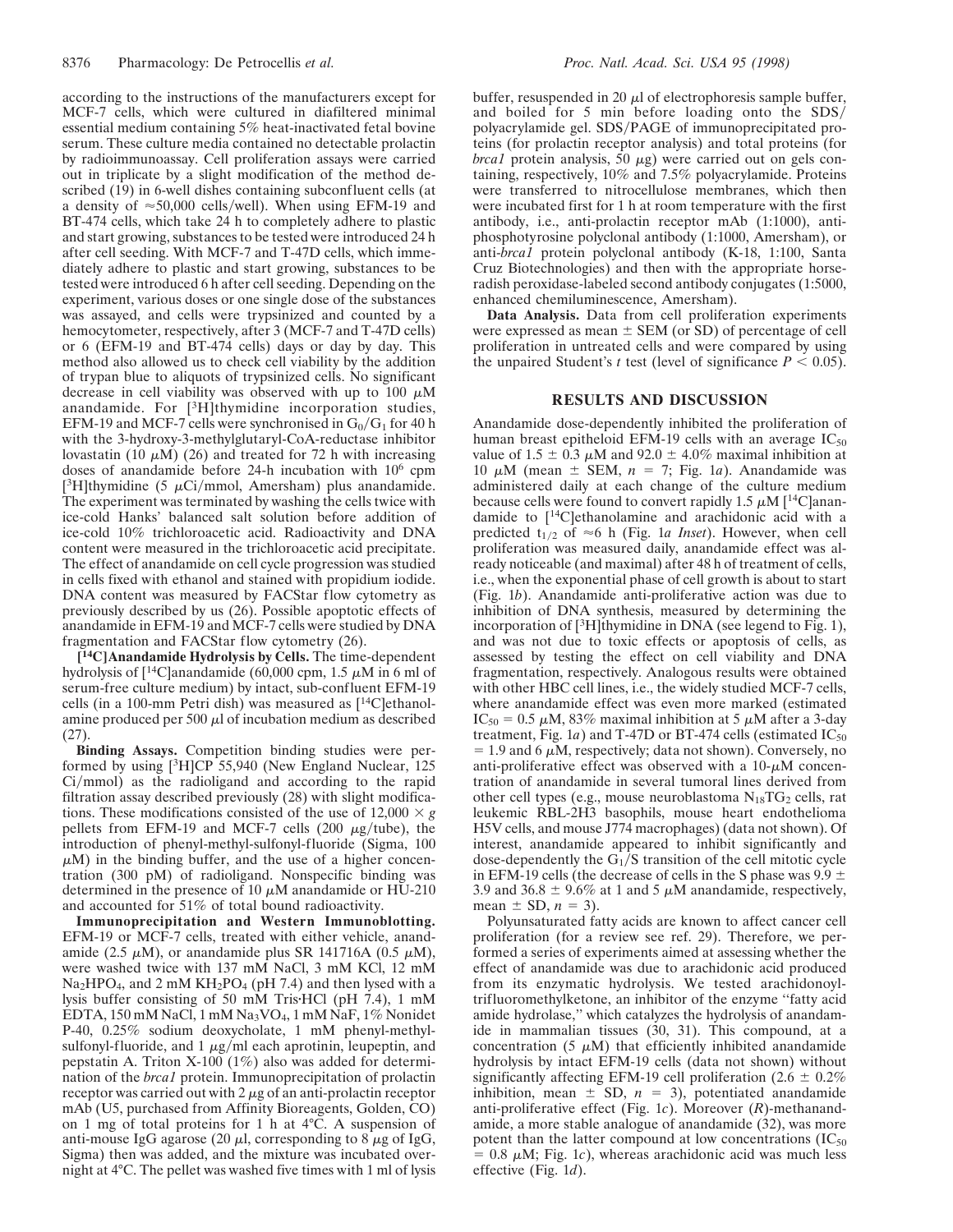according to the instructions of the manufacturers except for MCF-7 cells, which were cultured in diafiltered minimal essential medium containing 5% heat-inactivated fetal bovine serum. These culture media contained no detectable prolactin by radioimmunoassay. Cell proliferation assays were carried out in triplicate by a slight modification of the method described (19) in 6-well dishes containing subconfluent cells (at a density of ≈50,000 cells/well). When using EFM-19 and BT-474 cells, which take 24 h to completely adhere to plastic and start growing, substances to be tested were introduced 24 h after cell seeding. With MCF-7 and T-47D cells, which immediately adhere to plastic and start growing, substances to be tested were introduced 6 h after cell seeding. Depending on the experiment, various doses or one single dose of the substances was assayed, and cells were trypsinized and counted by a hemocytometer, respectively, after 3 (MCF-7 and T-47D cells) or 6 (EFM-19 and BT-474 cells) days or day by day. This method also allowed us to check cell viability by the addition of trypan blue to aliquots of trypsinized cells. No significant decrease in cell viability was observed with up to 100 μM anandamide. For [$^3$H]thymidine incorporation studies, EFM-19 and MCF-7 cells were synchronised in $G_0/G_1$ for 40 h with the 3-hydroxy-3-methylglutaryl-CoA-reductase inhibitor lovastatin (10 μM) (26) and treated for 72 h with increasing doses of anandamide before 24-h incubation with $10^6$ cpm [$^3$H]thymidine (5 μCi/mmol, Amersham) plus anandamide. The experiment was terminated by washing the cells twice with ice-cold Hanks' balanced salt solution before addition of ice-cold 10% trichloroacetic acid. Radioactivity and DNA content were measured in the trichloroacetic acid precipitate. The effect of anandamide on cell cycle progression was studied in cells fixed with ethanol and stained with propidium iodide. DNA content was measured by FACStar flow cytometry as previously described by us (26). Possible apoptotic effects of anandamide in EFM-19 and MCF-7 cells were studied by DNA fragmentation and FACStar flow cytometry (26).

**[$^{14}$C]Anandamide Hydrolysis by Cells.** The time-dependent hydrolysis of [$^{14}$C]anandamide (60,000 cpm, 1.5 μM in 6 ml of serum-free culture medium) by intact, sub-confluent EFM-19 cells (in a 100-mm Petri dish) was measured as [$^{14}$C]ethanolamine produced per 500 μl of incubation medium as described (27).

**Binding Assays.** Competition binding studies were performed by using [$^3$H]CP 55,940 (New England Nuclear, 125 Ci/mmol) as the radioligand and according to the rapid filtration assay described previously (28) with slight modifications. These modifications consisted of the use of 12,000 × *g* pellets from EFM-19 and MCF-7 cells (200 μg/tube), the introduction of phenyl-methyl-sulfonyl-fluoride (Sigma, 100 μM) in the binding buffer, and the use of a higher concentration (300 pM) of radioligand. Nonspecific binding was determined in the presence of 10 μM anandamide or HU-210 and accounted for 51% of total bound radioactivity.

**Immunoprecipitation and Western Immunoblotting.** EFM-19 or MCF-7 cells, treated with either vehicle, anandamide (2.5 μM), or anandamide plus SR 141716A (0.5 μM), were washed twice with 137 mM NaCl, 3 mM KCl, 12 mM $Na_2HPO_4$, and 2 mM $KH_2PO_4$ (pH 7.4) and then lysed with a lysis buffer consisting of 50 mM Tris·HCl (pH 7.4), 1 mM EDTA, 150 mM NaCl, 1 mM $Na_3VO_4$, 1 mM NaF, 1% Nonidet P-40, 0.25% sodium deoxycholate, 1 mM phenyl-methyl-sulfonyl-fluoride, and 1 μg/ml each aprotinin, leupeptin, and pepstatin A. Triton X-100 (1%) also was added for determination of the *brca1* protein. Immunoprecipitation of prolactin receptor was carried out with 2 μg of an anti-prolactin receptor mAb (U5, purchased from Affinity Bioreagents, Golden, CO) on 1 mg of total proteins for 1 h at 4°C. A suspension of anti-mouse IgG agarose (20 μl, corresponding to 8 μg of IgG, Sigma) then was added, and the mixture was incubated overnight at 4°C. The pellet was washed five times with 1 ml of lysis buffer, resuspended in 20 μl of electrophoresis sample buffer, and boiled for 5 min before loading onto the SDS/polyacrylamide gel. SDS/PAGE of immunoprecipitated proteins (for prolactin receptor analysis) and total proteins (for *brca1* protein analysis, 50 μg) were carried out on gels containing, respectively, 10% and 7.5% polyacrylamide. Proteins were transferred to nitrocellulose membranes, which then were incubated first for 1 h at room temperature with the first antibody, i.e., anti-prolactin receptor mAb (1:1000), anti-phosphotyrosine polyclonal antibody (1:1000, Amersham), or anti-*brca1* protein polyclonal antibody (K-18, 1:100, Santa Cruz Biotechnologies) and then with the appropriate horseradish peroxidase-labeled second antibody conjugates (1:5000, enhanced chemiluminescence, Amersham).

**Data Analysis.** Data from cell proliferation experiments were expressed as mean ± SEM (or SD) of percentage of cell proliferation in untreated cells and were compared by using the unpaired Student's *t* test (level of significance $P < 0.05$).

## RESULTS AND DISCUSSION

Anandamide dose-dependently inhibited the proliferation of human breast epitheloid EFM-19 cells with an average $IC_{50}$ value of 1.5 ± 0.3 μM and 92.0 ± 4.0% maximal inhibition at 10 μM (mean ± SEM, $n = 7$; Fig. 1*a*). Anandamide was administered daily at each change of the culture medium because cells were found to convert rapidly 1.5 μM [$^{14}$C]anandamide to [$^{14}$C]ethanolamine and arachidonic acid with a predicted $t_{1/2}$ of ≈6 h (Fig. 1*a Inset*). However, when cell proliferation was measured daily, anandamide effect was already noticeable (and maximal) after 48 h of treatment of cells, i.e., when the exponential phase of cell growth is about to start (Fig. 1*b*). Anandamide anti-proliferative action was due to inhibition of DNA synthesis, measured by determining the incorporation of [$^3$H]thymidine in DNA (see legend to Fig. 1), and was not due to toxic effects or apoptosis of cells, as assessed by testing the effect on cell viability and DNA fragmentation, respectively. Analogous results were obtained with other HBC cell lines, i.e., the widely studied MCF-7 cells, where anandamide effect was even more marked (estimated $IC_{50}$ = 0.5 μM, 83% maximal inhibition at 5 μM after a 3-day treatment, Fig. 1*a*) and T-47D or BT-474 cells (estimated $IC_{50}$ = 1.9 and 6 μM, respectively; data not shown). Conversely, no anti-proliferative effect was observed with a 10-μM concentration of anandamide in several tumoral lines derived from other cell types (e.g., mouse neuroblastoma $N_{18}TG_2$ cells, rat leukemic RBL-2H3 basophils, mouse heart endothelioma H5V cells, and mouse J774 macrophages) (data not shown). Of interest, anandamide appeared to inhibit significantly and dose-dependently the $G_1/S$ transition of the cell mitotic cycle in EFM-19 cells (the decrease of cells in the S phase was 9.9 ± 3.9 and 36.8 ± 9.6% at 1 and 5 μM anandamide, respectively, mean ± SD, $n = 3$).

Polyunsaturated fatty acids are known to affect cancer cell proliferation (for a review see ref. 29). Therefore, we performed a series of experiments aimed at assessing whether the effect of anandamide was due to arachidonic acid produced from its enzymatic hydrolysis. We tested arachidonoyl-trifluoromethylketone, an inhibitor of the enzyme "fatty acid amide hydrolase," which catalyzes the hydrolysis of anandamide in mammalian tissues (30, 31). This compound, at a concentration (5 μM) that efficiently inhibited anandamide hydrolysis by intact EFM-19 cells (data not shown) without significantly affecting EFM-19 cell proliferation (2.6 ± 0.2% inhibition, mean ± SD, $n = 3$), potentiated anandamide anti-proliferative effect (Fig. 1*c*). Moreover (*R*)-methanandamide, a more stable analogue of anandamide (32), was more potent than the latter compound at low concentrations ($IC_{50}$ = 0.8 μM; Fig. 1*c*), whereas arachidonic acid was much less effective (Fig. 1*d*).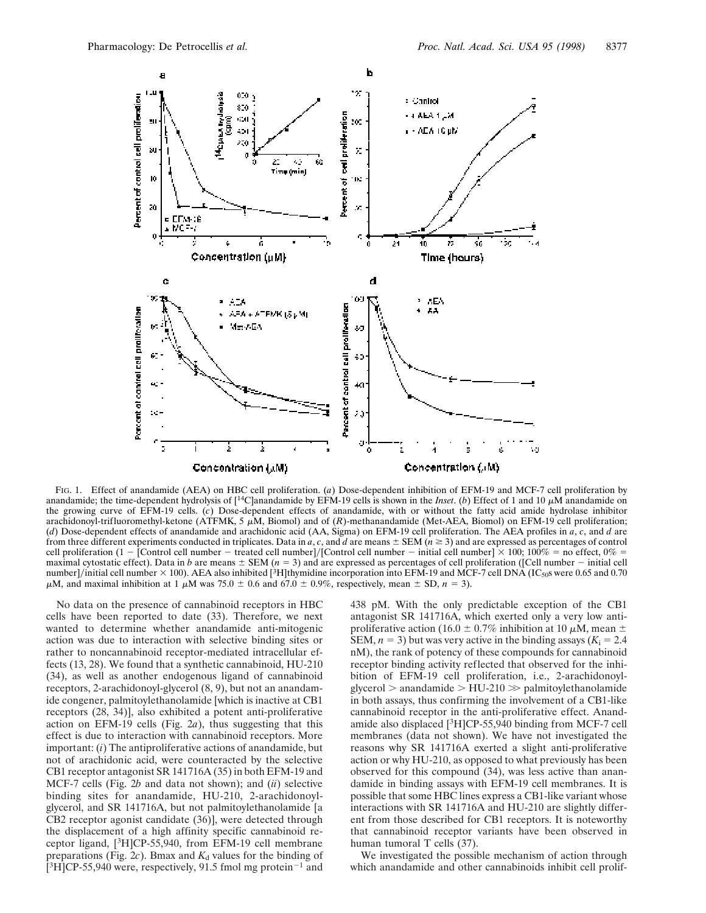FIG. 1. Effect of anandamide (AEA) on HBC cell proliferation. (*a*) Dose-dependent inhibition of EFM-19 and MCF-7 cell proliferation by anandamide; the time-dependent hydrolysis of [$^{14}$C]anandamide by EFM-19 cells is shown in the *Inset*. (*b*) Effect of 1 and 10 $\mu$M anandamide on the growing curve of EFM-19 cells. (*c*) Dose-dependent effects of anandamide, with or without the fatty acid amide hydrolase inhibitor arachidonoyl-trifluoromethyl-ketone (ATFMK, 5 $\mu$M, Biomol) and of (*R*)-methanandamide (Met-AEA, Biomol) on EFM-19 cell proliferation; (*d*) Dose-dependent effects of anandamide and arachidonic acid (AA, Sigma) on EFM-19 cell proliferation. The AEA profiles in *a*, *c*, and *d* are from three different experiments conducted in triplicates. Data in *a*, *c*, and *d* are means ± SEM ($n \geq 3$) and are expressed as percentages of control cell proliferation (1 − [Control cell number − treated cell number]/[Control cell number − initial cell number] × 100; 100% = no effect, 0% = maximal cytostatic effect). Data in *b* are means ± SEM ($n = 3$) and are expressed as percentages of cell proliferation ([Cell number − initial cell number]/initial cell number × 100). AEA also inhibited [$^{3}$H]thymidine incorporation into EFM-19 and MCF-7 cell DNA ($IC_{50}$s were 0.65 and 0.70 $\mu$M, and maximal inhibition at 1 $\mu$M was 75.0 ± 0.6 and 67.0 ± 0.9%, respectively, mean ± SD, $n = 3$).

No data on the presence of cannabinoid receptors in HBC cells have been reported to date (33). Therefore, we next wanted to determine whether anandamide anti-mitogenic action was due to interaction with selective binding sites or rather to noncannabinoid receptor-mediated intracellular effects (13, 28). We found that a synthetic cannabinoid, HU-210 (34), as well as another endogenous ligand of cannabinoid receptors, 2-arachidonoyl-glycerol (8, 9), but not an anandamide congener, palmitoylethanolamide [which is inactive at CB1 receptors (28, 34)], also exhibited a potent anti-proliferative action on EFM-19 cells (Fig. 2*a*), thus suggesting that this effect is due to interaction with cannabinoid receptors. More important: (*i*) The antiproliferative actions of anandamide, but not of arachidonic acid, were counteracted by the selective CB1 receptor antagonist SR 141716A (35) in both EFM-19 and MCF-7 cells (Fig. 2*b* and data not shown); and (*ii*) selective binding sites for anandamide, HU-210, 2-arachidonoylglycerol, and SR 141716A, but not palmitoylethanolamide [a CB2 receptor agonist candidate (36)], were detected through the displacement of a high affinity specific cannabinoid receptor ligand, [$^{3}$H]CP-55,940, from EFM-19 cell membrane preparations (Fig. 2*c*). Bmax and $K_d$ values for the binding of [$^{3}$H]CP-55,940 were, respectively, 91.5 fmol mg protein$^{-1}$ and 438 pM. With the only predictable exception of the CB1 antagonist SR 141716A, which exerted only a very low antiproliferative action (16.0 ± 0.7% inhibition at 10 $\mu$M, mean ± SEM, $n = 3$) but was very active in the binding assays ($K_i = 2.4$ nM), the rank of potency of these compounds for cannabinoid receptor binding activity reflected that observed for the inhibition of EFM-19 cell proliferation, i.e., 2-arachidonoylglycerol > anandamide > HU-210 ≫ palmitoylethanolamide in both assays, thus confirming the involvement of a CB1-like cannabinoid receptor in the anti-proliferative effect. Anandamide also displaced [$^{3}$H]CP-55,940 binding from MCF-7 cell membranes (data not shown). We have not investigated the reasons why SR 141716A exerted a slight anti-proliferative action or why HU-210, as opposed to what previously has been observed for this compound (34), was less active than anandamide in binding assays with EFM-19 cell membranes. It is possible that some HBC lines express a CB1-like variant whose interactions with SR 141716A and HU-210 are slightly different from those described for CB1 receptors. It is noteworthy that cannabinoid receptor variants have been observed in human tumoral T cells (37).

We investigated the possible mechanism of action through which anandamide and other cannabinoids inhibit cell prolif-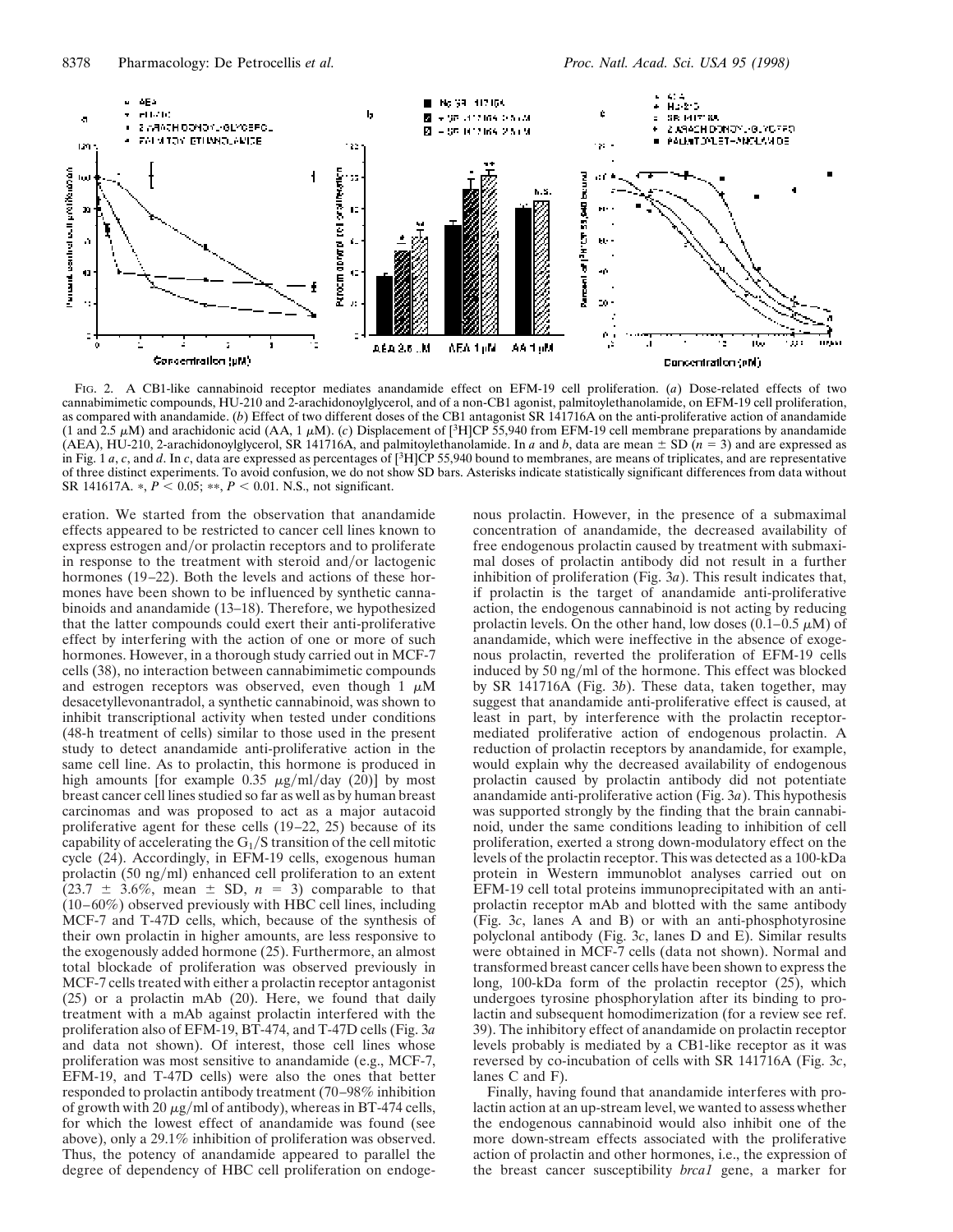FIG. 2. A CB1-like cannabinoid receptor mediates anandamide effect on EFM-19 cell proliferation. (*a*) Dose-related effects of two cannabimimetic compounds, HU-210 and 2-arachidonoylglycerol, and of a non-CB1 agonist, palmitoylethanolamide, on EFM-19 cell proliferation, as compared with anandamide. (*b*) Effect of two different doses of the CB1 antagonist SR 141716A on the anti-proliferative action of anandamide (1 and 2.5 μM) and arachidonic acid (AA, 1 μM). (*c*) Displacement of [$^3$H]CP 55,940 from EFM-19 cell membrane preparations by anandamide (AEA), HU-210, 2-arachidonoylglycerol, SR 141716A, and palmitoylethanolamide. In *a* and *b*, data are mean ± SD ($n = 3$) and are expressed as in Fig. 1 *a*, *c*, and *d*. In *c*, data are expressed as percentages of [$^3$H]CP 55,940 bound to membranes, are means of triplicates, and are representative of three distinct experiments. To avoid confusion, we do not show SD bars. Asterisks indicate statistically significant differences from data without SR 141617A. *, $P < 0.05$; **, $P < 0.01$. N.S., not significant.

eration. We started from the observation that anandamide effects appeared to be restricted to cancer cell lines known to express estrogen and/or prolactin receptors and to proliferate in response to the treatment with steroid and/or lactogenic hormones (19–22). Both the levels and actions of these hormones have been shown to be influenced by synthetic cannabinoids and anandamide (13–18). Therefore, we hypothesized that the latter compounds could exert their anti-proliferative effect by interfering with the action of one or more of such hormones. However, in a thorough study carried out in MCF-7 cells (38), no interaction between cannabimimetic compounds and estrogen receptors was observed, even though 1 μM desacetyllevonantradol, a synthetic cannabinoid, was shown to inhibit transcriptional activity when tested under conditions (48-h treatment of cells) similar to those used in the present study to detect anandamide anti-proliferative action in the same cell line. As to prolactin, this hormone is produced in high amounts [for example 0.35 μg/ml/day (20)] by most breast cancer cell lines studied so far as well as by human breast carcinomas and was proposed to act as a major autacoid proliferative agent for these cells (19–22, 25) because of its capability of accelerating the $G_1$/S transition of the cell mitotic cycle (24). Accordingly, in EFM-19 cells, exogenous human prolactin (50 ng/ml) enhanced cell proliferation to an extent (23.7 ± 3.6%, mean ± SD, $n = 3$) comparable to that (10–60%) observed previously with HBC cell lines, including MCF-7 and T-47D cells, which, because of the synthesis of their own prolactin in higher amounts, are less responsive to the exogenously added hormone (25). Furthermore, an almost total blockade of proliferation was observed previously in MCF-7 cells treated with either a prolactin receptor antagonist (25) or a prolactin mAb (20). Here, we found that daily treatment with a mAb against prolactin interfered with the proliferation also of EFM-19, BT-474, and T-47D cells (Fig. 3*a* and data not shown). Of interest, those cell lines whose proliferation was most sensitive to anandamide (e.g., MCF-7, EFM-19, and T-47D cells) were also the ones that better responded to prolactin antibody treatment (70–98% inhibition of growth with 20 μg/ml of antibody), whereas in BT-474 cells, for which the lowest effect of anandamide was found (see above), only a 29.1% inhibition of proliferation was observed. Thus, the potency of anandamide appeared to parallel the degree of dependency of HBC cell proliferation on endogenous prolactin. However, in the presence of a submaximal concentration of anandamide, the decreased availability of free endogenous prolactin caused by treatment with submaximal doses of prolactin antibody did not result in a further inhibition of proliferation (Fig. 3*a*). This result indicates that, if prolactin is the target of anandamide anti-proliferative action, the endogenous cannabinoid is not acting by reducing prolactin levels. On the other hand, low doses (0.1–0.5 μM) of anandamide, which were ineffective in the absence of exogenous prolactin, reverted the proliferation of EFM-19 cells induced by 50 ng/ml of the hormone. This effect was blocked by SR 141716A (Fig. 3*b*). These data, taken together, may suggest that anandamide anti-proliferative effect is caused, at least in part, by interference with the prolactin receptor-mediated proliferative action of endogenous prolactin. A reduction of prolactin receptors by anandamide, for example, would explain why the decreased availability of endogenous prolactin caused by prolactin antibody did not potentiate anandamide anti-proliferative action (Fig. 3*a*). This hypothesis was supported strongly by the finding that the brain cannabinoid, under the same conditions leading to inhibition of cell proliferation, exerted a strong down-modulatory effect on the levels of the prolactin receptor. This was detected as a 100-kDa protein in Western immunoblot analyses carried out on EFM-19 cell total proteins immunoprecipitated with an anti-prolactin receptor mAb and blotted with the same antibody (Fig. 3*c*, lanes A and B) or with an anti-phosphotyrosine polyclonal antibody (Fig. 3*c*, lanes D and E). Similar results were obtained in MCF-7 cells (data not shown). Normal and transformed breast cancer cells have been shown to express the long, 100-kDa form of the prolactin receptor (25), which undergoes tyrosine phosphorylation after its binding to prolactin and subsequent homodimerization (for a review see ref. 39). The inhibitory effect of anandamide on prolactin receptor levels probably is mediated by a CB1-like receptor as it was reversed by co-incubation of cells with SR 141716A (Fig. 3*c*, lanes C and F).

Finally, having found that anandamide interferes with prolactin action at an up-stream level, we wanted to assess whether the endogenous cannabinoid would also inhibit one of the more down-stream effects associated with the proliferative action of prolactin and other hormones, i.e., the expression of the breast cancer susceptibility *brca1* gene, a marker for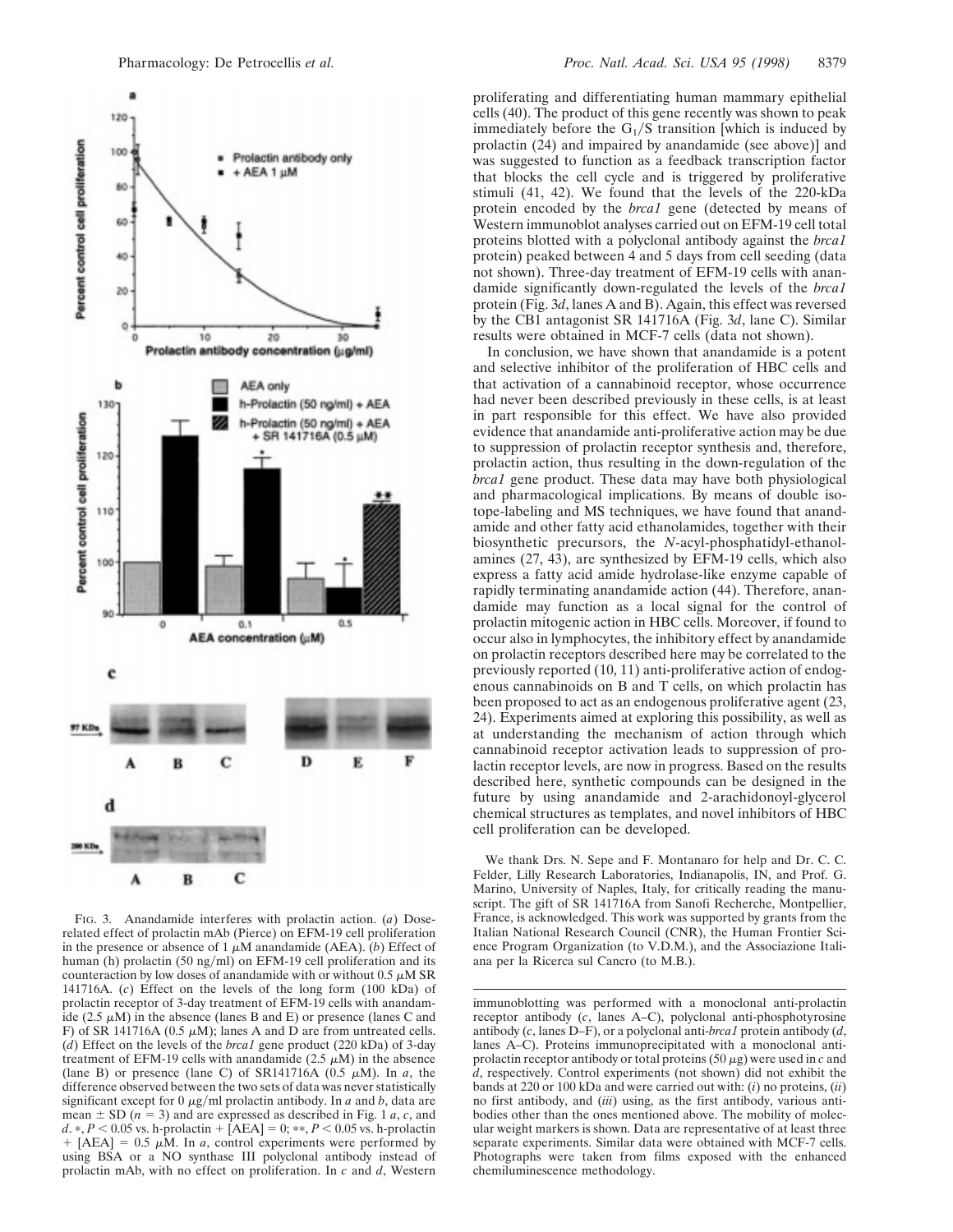proliferating and differentiating human mammary epithelial cells (40). The product of this gene recently was shown to peak immediately before the $G_1/S$ transition [which is induced by prolactin (24) and impaired by anandamide (see above)] and was suggested to function as a feedback transcription factor that blocks the cell cycle and is triggered by proliferative stimuli (41, 42). We found that the levels of the 220-kDa protein encoded by the *brca1* gene (detected by means of Western immunoblot analyses carried out on EFM-19 cell total proteins blotted with a polyclonal antibody against the *brca1* protein) peaked between 4 and 5 days from cell seeding (data not shown). Three-day treatment of EFM-19 cells with anandamide significantly down-regulated the levels of the *brca1* protein (Fig. 3*d*, lanes A and B). Again, this effect was reversed by the CB1 antagonist SR 141716A (Fig. 3*d*, lane C). Similar results were obtained in MCF-7 cells (data not shown).

In conclusion, we have shown that anandamide is a potent and selective inhibitor of the proliferation of HBC cells and that activation of a cannabinoid receptor, whose occurrence had never been described previously in these cells, is at least in part responsible for this effect. We have also provided evidence that anandamide anti-proliferative action may be due to suppression of prolactin receptor synthesis and, therefore, prolactin action, thus resulting in the down-regulation of the *brca1* gene product. These data may have both physiological and pharmacological implications. By means of double isotope-labeling and MS techniques, we have found that anandamide and other fatty acid ethanolamides, together with their biosynthetic precursors, the *N*-acyl-phosphatidyl-ethanolamines (27, 43), are synthesized by EFM-19 cells, which also express a fatty acid amide hydrolase-like enzyme capable of rapidly terminating anandamide action (44). Therefore, anandamide may function as a local signal for the control of prolactin mitogenic action in HBC cells. Moreover, if found to occur also in lymphocytes, the inhibitory effect by anandamide on prolactin receptors described here may be correlated to the previously reported (10, 11) anti-proliferative action of endogenous cannabinoids on B and T cells, on which prolactin has been proposed to act as an endogenous proliferative agent (23, 24). Experiments aimed at exploring this possibility, as well as at understanding the mechanism of action through which cannabinoid receptor activation leads to suppression of prolactin receptor levels, are now in progress. Based on the results described here, synthetic compounds can be designed in the future by using anandamide and 2-arachidonoyl-glycerol chemical structures as templates, and novel inhibitors of HBC cell proliferation can be developed.

We thank Drs. N. Sepe and F. Montanaro for help and Dr. C. C. Felder, Lilly Research Laboratories, Indianapolis, IN, and Prof. G. Marino, University of Naples, Italy, for critically reading the manuscript. The gift of SR 141716A from Sanofi Recherche, Montpellier, France, is acknowledged. This work was supported by grants from the Italian National Research Council (CNR), the Human Frontier Science Program Organization (to V.D.M.), and the Associazione Italiana per la Ricerca sul Cancro (to M.B.).

FIG. 3. Anandamide interferes with prolactin action. (*a*) Dose-related effect of prolactin mAb (Pierce) on EFM-19 cell proliferation in the presence or absence of 1 μM anandamide (AEA). (*b*) Effect of human (h) prolactin (50 ng/ml) on EFM-19 cell proliferation and its counteraction by low doses of anandamide with or without 0.5 μM SR 141716A. (*c*) Effect on the levels of the long form (100 kDa) of prolactin receptor of 3-day treatment of EFM-19 cells with anandamide (2.5 μM) in the absence (lanes B and E) or presence (lanes C and F) of SR 141716A (0.5 μM); lanes A and D are from untreated cells. (*d*) Effect on the levels of the *brca1* gene product (220 kDa) of 3-day treatment of EFM-19 cells with anandamide (2.5 μM) in the absence (lane B) or presence (lane C) of SR141716A (0.5 μM). In *a*, the difference observed between the two sets of data was never statistically significant except for 0 μg/ml prolactin antibody. In *a* and *b*, data are mean ± SD ($n = 3$) and are expressed as described in Fig. 1 *a*, *c*, and *d*. \*, $P < 0.05$ vs. h-prolactin + [AEA] = 0; \*\*, $P < 0.05$ vs. h-prolactin + [AEA] = 0.5 μM. In *a*, control experiments were performed by using BSA or a NO synthase III polyclonal antibody instead of prolactin mAb, with no effect on proliferation. In *c* and *d*, Western immunoblotting was performed with a monoclonal anti-prolactin receptor antibody (*c*, lanes A–C), polyclonal anti-phosphotyrosine antibody (*c*, lanes D–F), or a polyclonal anti-*brca1* protein antibody (*d*, lanes A–C). Proteins immunoprecipitated with a monoclonal anti-prolactin receptor antibody or total proteins (50 μg) were used in *c* and *d*, respectively. Control experiments (not shown) did not exhibit the bands at 220 or 100 kDa and were carried out with: (*i*) no proteins, (*ii*) no first antibody, and (*iii*) using, as the first antibody, various antibodies other than the ones mentioned above. The mobility of molecular weight markers is shown. Data are representative of at least three separate experiments. Similar data were obtained with MCF-7 cells. Photographs were taken from films exposed with the enhanced chemiluminescence methodology.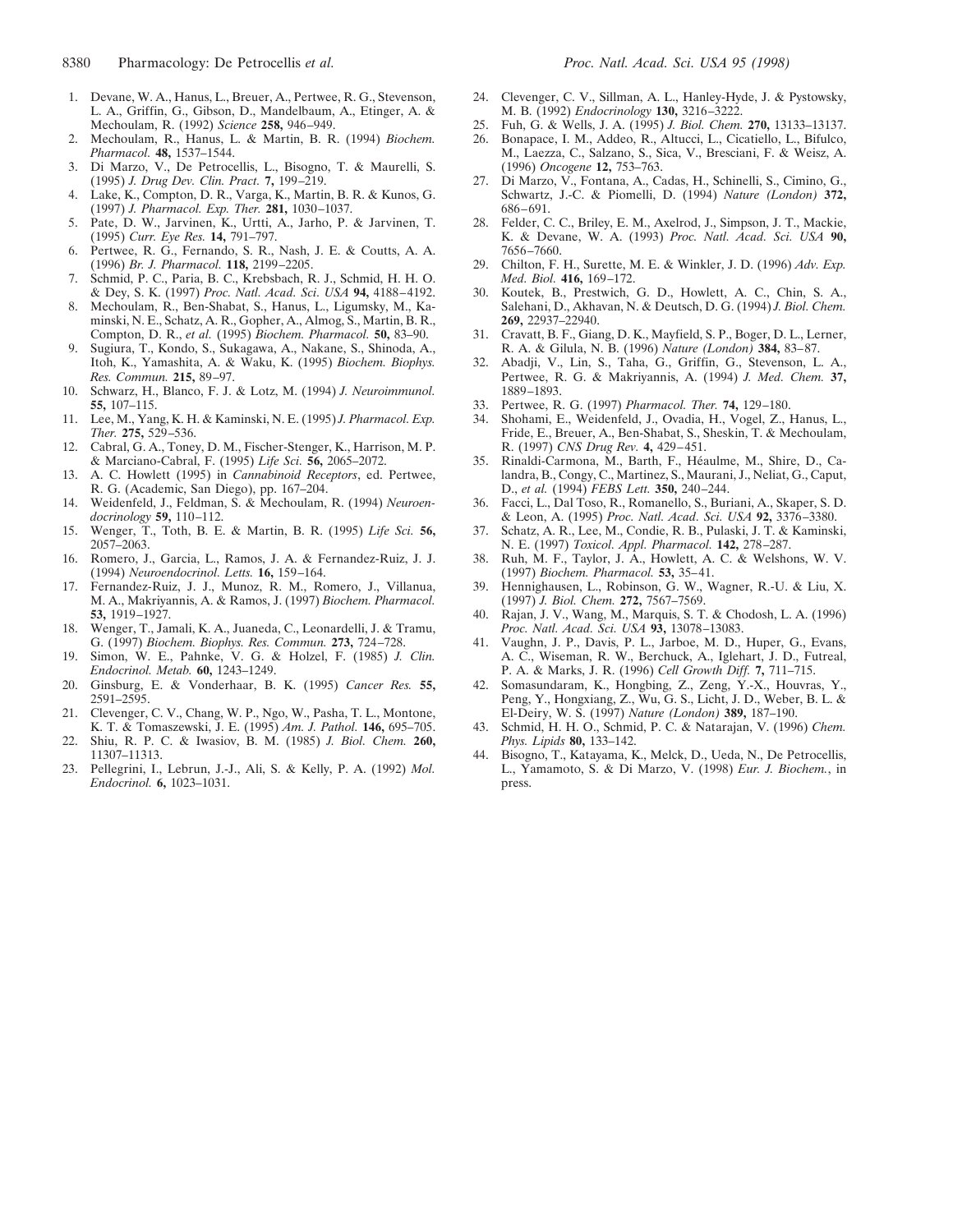1. Devane, W. A., Hanus, L., Breuer, A., Pertwee, R. G., Stevenson, L. A., Griffin, G., Gibson, D., Mandelbaum, A., Etinger, A. & Mechoulam, R. (1992) *Science* **258,** 946–949.
2. Mechoulam, R., Hanus, L. & Martin, B. R. (1994) *Biochem. Pharmacol.* **48,** 1537–1544.
3. Di Marzo, V., De Petrocellis, L., Bisogno, T. & Maurelli, S. (1995) *J. Drug Dev. Clin. Pract.* **7,** 199–219.
4. Lake, K., Compton, D. R., Varga, K., Martin, B. R. & Kunos, G. (1997) *J. Pharmacol. Exp. Ther.* **281,** 1030–1037.
5. Pate, D. W., Jarvinen, K., Urtti, A., Jarho, P. & Jarvinen, T. (1995) *Curr. Eye Res.* **14,** 791–797.
6. Pertwee, R. G., Fernando, S. R., Nash, J. E. & Coutts, A. A. (1996) *Br. J. Pharmacol.* **118,** 2199–2205.
7. Schmid, P. C., Paria, B. C., Krebsbach, R. J., Schmid, H. H. O. & Dey, S. K. (1997) *Proc. Natl. Acad. Sci. USA* **94,** 4188–4192.
8. Mechoulam, R., Ben-Shabat, S., Hanus, L., Ligumsky, M., Kaminski, N. E., Schatz, A. R., Gopher, A., Almog, S., Martin, B. R., Compton, D. R., *et al.* (1995) *Biochem. Pharmacol.* **50,** 83–90.
9. Sugiura, T., Kondo, S., Sukagawa, A., Nakane, S., Shinoda, A., Itoh, K., Yamashita, A. & Waku, K. (1995) *Biochem. Biophys. Res. Commun.* **215,** 89–97.
10. Schwarz, H., Blanco, F. J. & Lotz, M. (1994) *J. Neuroimmunol.* **55,** 107–115.
11. Lee, M., Yang, K. H. & Kaminski, N. E. (1995) *J. Pharmacol. Exp. Ther.* **275,** 529–536.
12. Cabral, G. A., Toney, D. M., Fischer-Stenger, K., Harrison, M. P. & Marciano-Cabral, F. (1995) *Life Sci.* **56,** 2065–2072.
13. A. C. Howlett (1995) in *Cannabinoid Receptors*, ed. Pertwee, R. G. (Academic, San Diego), pp. 167–204.
14. Weidenfeld, J., Feldman, S. & Mechoulam, R. (1994) *Neuroendocrinology* **59,** 110–112.
15. Wenger, T., Toth, B. E. & Martin, B. R. (1995) *Life Sci.* **56,** 2057–2063.
16. Romero, J., Garcia, L., Ramos, J. A. & Fernandez-Ruiz, J. J. (1994) *Neuroendocrinol. Letts.* **16,** 159–164.
17. Fernandez-Ruiz, J. J., Munoz, R. M., Romero, J., Villanua, M. A., Makriyannis, A. & Ramos, J. (1997) *Biochem. Pharmacol.* **53,** 1919–1927.
18. Wenger, T., Jamali, K. A., Juaneda, C., Leonardelli, J. & Tramu, G. (1997) *Biochem. Biophys. Res. Commun.* **273,** 724–728.
19. Simon, W. E., Pahnke, V. G. & Holzel, F. (1985) *J. Clin. Endocrinol. Metab.* **60,** 1243–1249.
20. Ginsburg, E. & Vonderhaar, B. K. (1995) *Cancer Res.* **55,** 2591–2595.
21. Clevenger, C. V., Chang, W. P., Ngo, W., Pasha, T. L., Montone, K. T. & Tomaszewski, J. E. (1995) *Am. J. Pathol.* **146,** 695–705.
22. Shiu, R. P. C. & Iwasiov, B. M. (1985) *J. Biol. Chem.* **260,** 11307–11313.
23. Pellegrini, I., Lebrun, J.-J., Ali, S. & Kelly, P. A. (1992) *Mol. Endocrinol.* **6,** 1023–1031.
24. Clevenger, C. V., Sillman, A. L., Hanley-Hyde, J. & Pystowsky, M. B. (1992) *Endocrinology* **130,** 3216–3222.
25. Fuh, G. & Wells, J. A. (1995) *J. Biol. Chem.* **270,** 13133–13137.
26. Bonapace, I. M., Addeo, R., Altucci, L., Cicatiello, L., Bifulco, M., Laezza, C., Salzano, S., Sica, V., Bresciani, F. & Weisz, A. (1996) *Oncogene* **12,** 753–763.
27. Di Marzo, V., Fontana, A., Cadas, H., Schinelli, S., Cimino, G., Schwartz, J.-C. & Piomelli, D. (1994) *Nature (London)* **372,** 686–691.
28. Felder, C. C., Briley, E. M., Axelrod, J., Simpson, J. T., Mackie, K. & Devane, W. A. (1993) *Proc. Natl. Acad. Sci. USA* **90,** 7656–7660.
29. Chilton, F. H., Surette, M. E. & Winkler, J. D. (1996) *Adv. Exp. Med. Biol.* **416,** 169–172.
30. Koutek, B., Prestwich, G. D., Howlett, A. C., Chin, S. A., Salehani, D., Akhavan, N. & Deutsch, D. G. (1994) *J. Biol. Chem.* **269,** 22937–22940.
31. Cravatt, B. F., Giang, D. K., Mayfield, S. P., Boger, D. L., Lerner, R. A. & Gilula, N. B. (1996) *Nature (London)* **384,** 83–87.
32. Abadji, V., Lin, S., Taha, G., Griffin, G., Stevenson, L. A., Pertwee, R. G. & Makriyannis, A. (1994) *J. Med. Chem.* **37,** 1889–1893.
33. Pertwee, R. G. (1997) *Pharmacol. Ther.* **74,** 129–180.
34. Shohami, E., Weidenfeld, J., Ovadia, H., Vogel, Z., Hanus, L., Fride, E., Breuer, A., Ben-Shabat, S., Sheskin, T. & Mechoulam, R. (1997) *CNS Drug Rev.* **4,** 429–451.
35. Rinaldi-Carmona, M., Barth, F., Héaulme, M., Shire, D., Calandra, B., Congy, C., Martinez, S., Maurani, J., Neliat, G., Caput, D., *et al.* (1994) *FEBS Lett.* **350,** 240–244.
36. Facci, L., Dal Toso, R., Romanello, S., Buriani, A., Skaper, S. D. & Leon, A. (1995) *Proc. Natl. Acad. Sci. USA* **92,** 3376–3380.
37. Schatz, A. R., Lee, M., Condie, R. B., Pulaski, J. T. & Kaminski, N. E. (1997) *Toxicol. Appl. Pharmacol.* **142,** 278–287.
38. Ruh, M. F., Taylor, J. A., Howlett, A. C. & Welshons, W. V. (1997) *Biochem. Pharmacol.* **53,** 35–41.
39. Hennighausen, L., Robinson, G. W., Wagner, R.-U. & Liu, X. (1997) *J. Biol. Chem.* **272,** 7567–7569.
40. Rajan, J. V., Wang, M., Marquis, S. T. & Chodosh, L. A. (1996) *Proc. Natl. Acad. Sci. USA* **93,** 13078–13083.
41. Vaughn, J. P., Davis, P. L., Jarboe, M. D., Huper, G., Evans, A. C., Wiseman, R. W., Berchuck, A., Iglehart, J. D., Futreal, P. A. & Marks, J. R. (1996) *Cell Growth Diff.* **7,** 711–715.
42. Somasundaram, K., Hongbing, Z., Zeng, Y.-X., Houvras, Y., Peng, Y., Hongxiang, Z., Wu, G. S., Licht, J. D., Weber, B. L. & El-Deiry, W. S. (1997) *Nature (London)* **389,** 187–190.
43. Schmid, H. H. O., Schmid, P. C. & Natarajan, V. (1996) *Chem. Phys. Lipids* **80,** 133–142.
44. Bisogno, T., Katayama, K., Melck, D., Ueda, N., De Petrocellis, L., Yamamoto, S. & Di Marzo, V. (1998) *Eur. J. Biochem.*, in press.